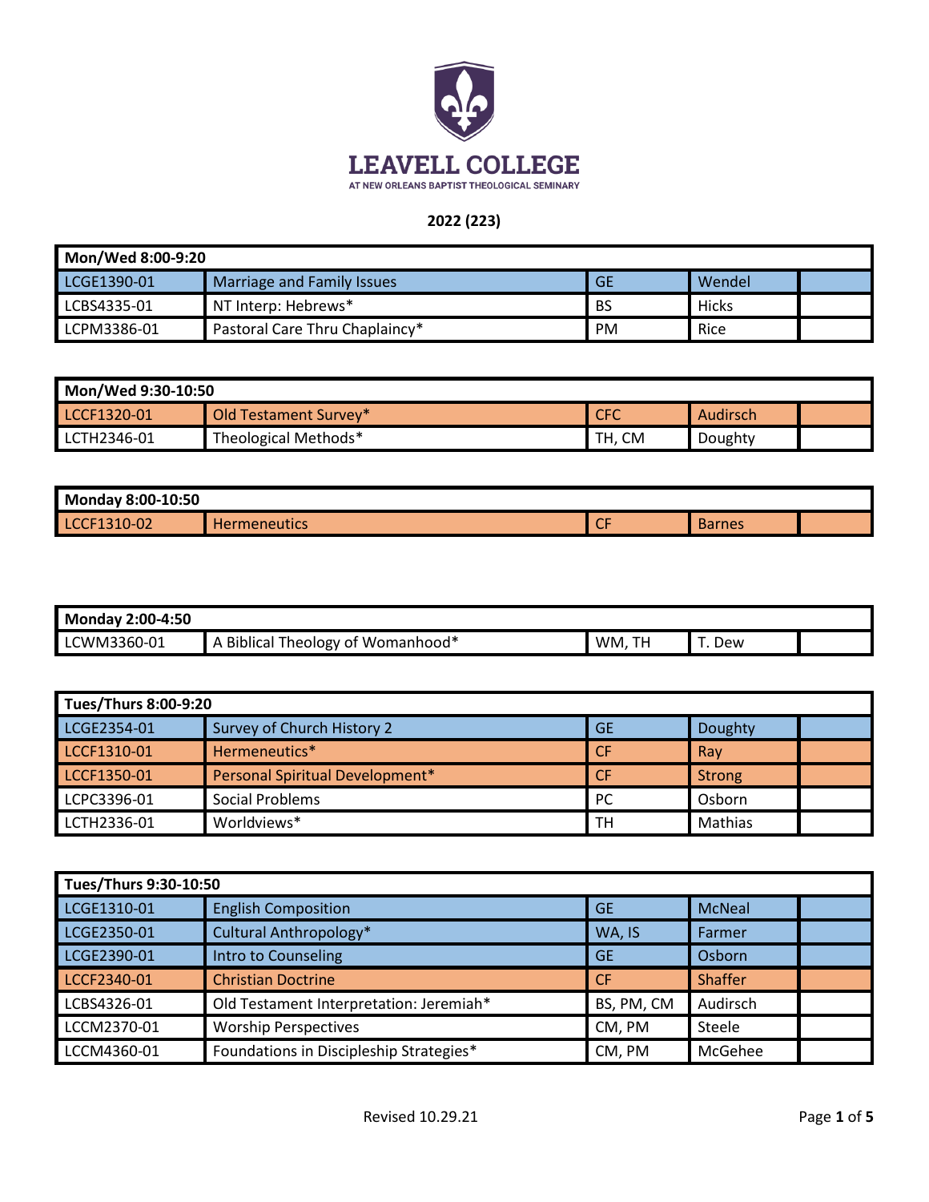# LEAVELL COLLEGE

AT NEW ORLEANS BAPTIST THEOLOGICAL SEMINARY

**2022 (223)**

| Mon/Wed 8:00-9:20 | | | | |
|---|---|---|---|---|
| LCGE1390-01 | Marriage and Family Issues | GE | Wendel | |
| LCBS4335-01 | NT Interp: Hebrews* | BS | Hicks | |
| LCPM3386-01 | Pastoral Care Thru Chaplaincy* | PM | Rice | |

| Mon/Wed 9:30-10:50 | | | | |
|---|---|---|---|---|
| LCCF1320-01 | Old Testament Survey* | CFC | Audirsch | |
| LCTH2346-01 | Theological Methods* | TH, CM | Doughty | |

| Monday 8:00-10:50 | | | | |
|---|---|---|---|---|
| LCCF1310-02 | Hermeneutics | CF | Barnes | |

| Monday 2:00-4:50 | | | | |
|---|---|---|---|---|
| LCWM3360-01 | A Biblical Theology of Womanhood* | WM, TH | T. Dew | |

| Tues/Thurs 8:00-9:20 | | | | |
|---|---|---|---|---|
| LCGE2354-01 | Survey of Church History 2 | GE | Doughty | |
| LCCF1310-01 | Hermeneutics* | CF | Ray | |
| LCCF1350-01 | Personal Spiritual Development* | CF | Strong | |
| LCPC3396-01 | Social Problems | PC | Osborn | |
| LCTH2336-01 | Worldviews* | TH | Mathias | |

| Tues/Thurs 9:30-10:50 | | | | |
|---|---|---|---|---|
| LCGE1310-01 | English Composition | GE | McNeal | |
| LCGE2350-01 | Cultural Anthropology* | WA, IS | Farmer | |
| LCGE2390-01 | Intro to Counseling | GE | Osborn | |
| LCCF2340-01 | Christian Doctrine | CF | Shaffer | |
| LCBS4326-01 | Old Testament Interpretation: Jeremiah* | BS, PM, CM | Audirsch | |
| LCCM2370-01 | Worship Perspectives | CM, PM | Steele | |
| LCCM4360-01 | Foundations in Discipleship Strategies* | CM, PM | McGehee | |

Revised 10.29.21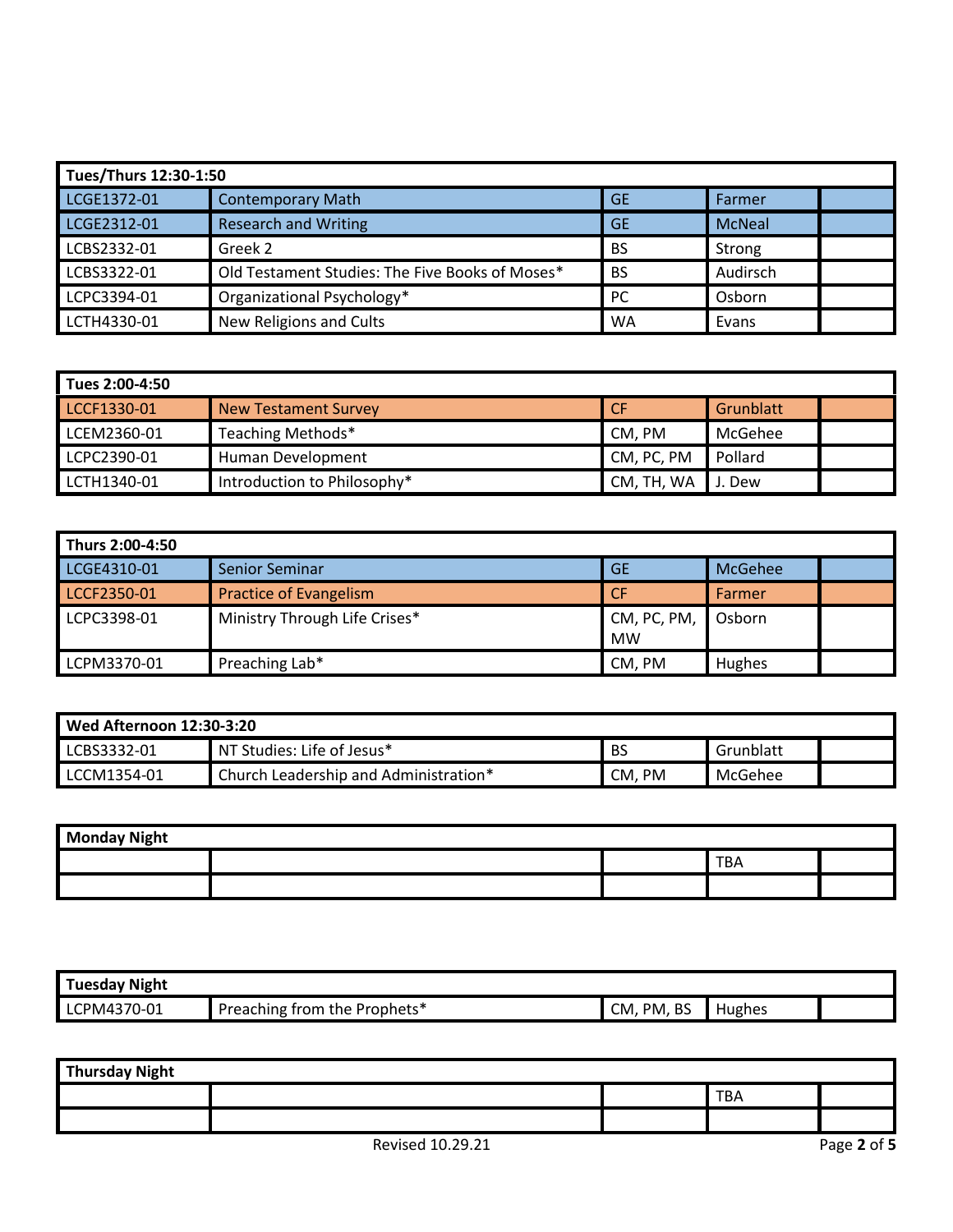| Tues/Thurs 12:30-1:50 | | | | |
|---|---|---|---|---|
| LCGE1372-01 | Contemporary Math | GE | Farmer | |
| LCGE2312-01 | Research and Writing | GE | McNeal | |
| LCBS2332-01 | Greek 2 | BS | Strong | |
| LCBS3322-01 | Old Testament Studies: The Five Books of Moses* | BS | Audirsch | |
| LCPC3394-01 | Organizational Psychology* | PC | Osborn | |
| LCTH4330-01 | New Religions and Cults | WA | Evans | |

| Tues 2:00-4:50 | | | | |
|---|---|---|---|---|
| LCCF1330-01 | New Testament Survey | CF | Grunblatt | |
| LCEM2360-01 | Teaching Methods* | CM, PM | McGehee | |
| LCPC2390-01 | Human Development | CM, PC, PM | Pollard | |
| LCTH1340-01 | Introduction to Philosophy* | CM, TH, WA | J. Dew | |

| Thurs 2:00-4:50 | | | | |
|---|---|---|---|---|
| LCGE4310-01 | Senior Seminar | GE | McGehee | |
| LCCF2350-01 | Practice of Evangelism | CF | Farmer | |
| LCPC3398-01 | Ministry Through Life Crises* | CM, PC, PM, MW | Osborn | |
| LCPM3370-01 | Preaching Lab* | CM, PM | Hughes | |

| Wed Afternoon 12:30-3:20 | | | | |
|---|---|---|---|---|
| LCBS3332-01 | NT Studies: Life of Jesus* | BS | Grunblatt | |
| LCCM1354-01 | Church Leadership and Administration* | CM, PM | McGehee | |

| Monday Night | | | | |
|---|---|---|---|---|
| | | | TBA | |
| | | | | |

| Tuesday Night | | | | |
|---|---|---|---|---|
| LCPM4370-01 | Preaching from the Prophets* | CM, PM, BS | Hughes | |

| Thursday Night | | | | |
|---|---|---|---|---|
| | | | TBA | |
| | | | | |

Revised 10.29.21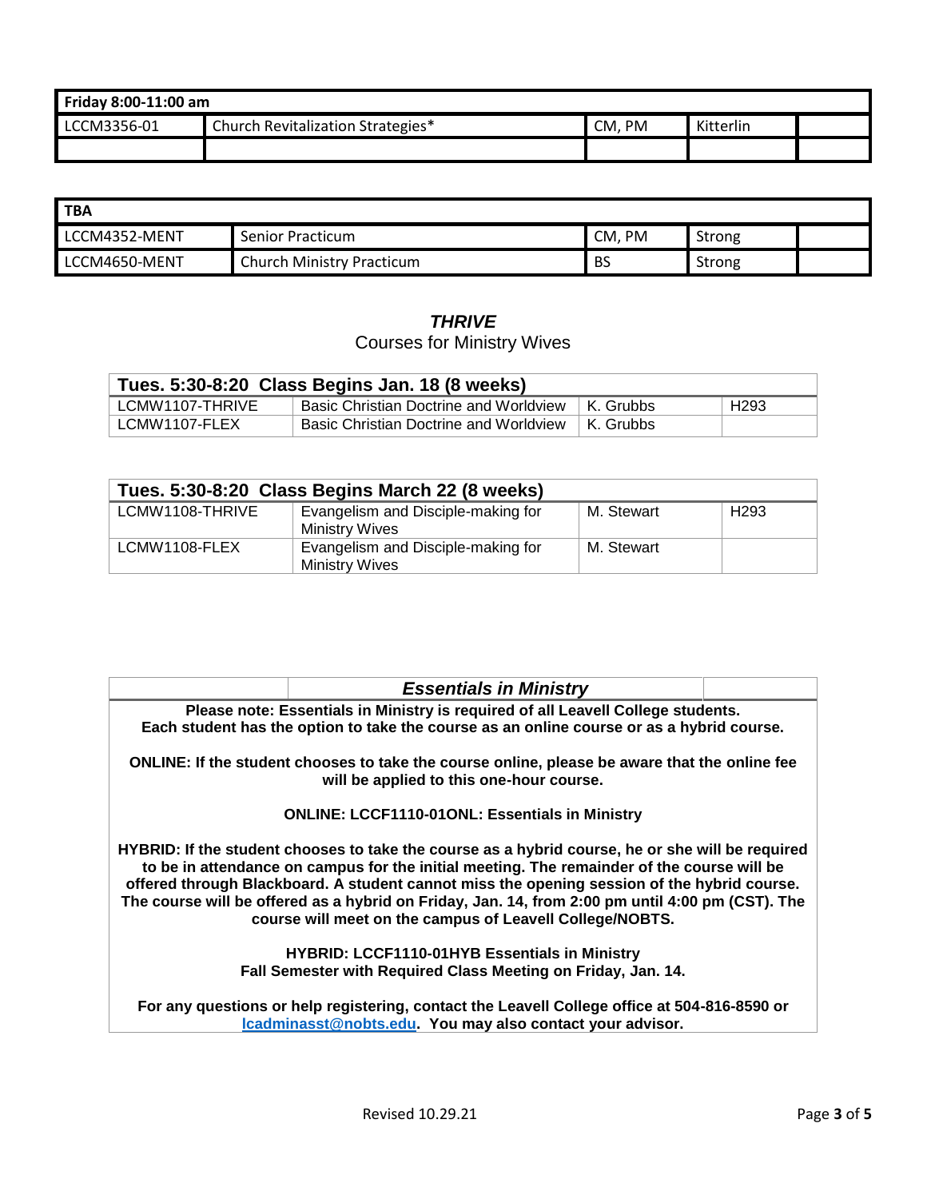| Friday 8:00-11:00 am | | | | |
|---|---|---|---|---|
| LCCM3356-01 | Church Revitalization Strategies* | CM, PM | Kitterlin | |
| | | | | |

| TBA | | | | |
|---|---|---|---|---|
| LCCM4352-MENT | Senior Practicum | CM, PM | Strong | |
| LCCM4650-MENT | Church Ministry Practicum | BS | Strong | |

## *THRIVE*

Courses for Ministry Wives

| Tues. 5:30-8:20 Class Begins Jan. 18 (8 weeks) | | | |
|---|---|---|---|
| LCMW1107-THRIVE | Basic Christian Doctrine and Worldview | K. Grubbs | H293 |
| LCMW1107-FLEX | Basic Christian Doctrine and Worldview | K. Grubbs | |

| Tues. 5:30-8:20 Class Begins March 22 (8 weeks) | | | |
|---|---|---|---|
| LCMW1108-THRIVE | Evangelism and Disciple-making for Ministry Wives | M. Stewart | H293 |
| LCMW1108-FLEX | Evangelism and Disciple-making for Ministry Wives | M. Stewart | |

### *Essentials in Ministry*

**Please note: Essentials in Ministry is required of all Leavell College students. Each student has the option to take the course as an online course or as a hybrid course.**

**ONLINE: If the student chooses to take the course online, please be aware that the online fee will be applied to this one-hour course.**

**ONLINE: LCCF1110-01ONL: Essentials in Ministry**

**HYBRID: If the student chooses to take the course as a hybrid course, he or she will be required to be in attendance on campus for the initial meeting. The remainder of the course will be offered through Blackboard. A student cannot miss the opening session of the hybrid course. The course will be offered as a hybrid on Friday, Jan. 14, from 2:00 pm until 4:00 pm (CST). The course will meet on the campus of Leavell College/NOBTS.**

**HYBRID: LCCF1110-01HYB Essentials in Ministry**
**Fall Semester with Required Class Meeting on Friday, Jan. 14.**

**For any questions or help registering, contact the Leavell College office at 504-816-8590 or lcadminasst@nobts.edu. You may also contact your advisor.**

Revised 10.29.21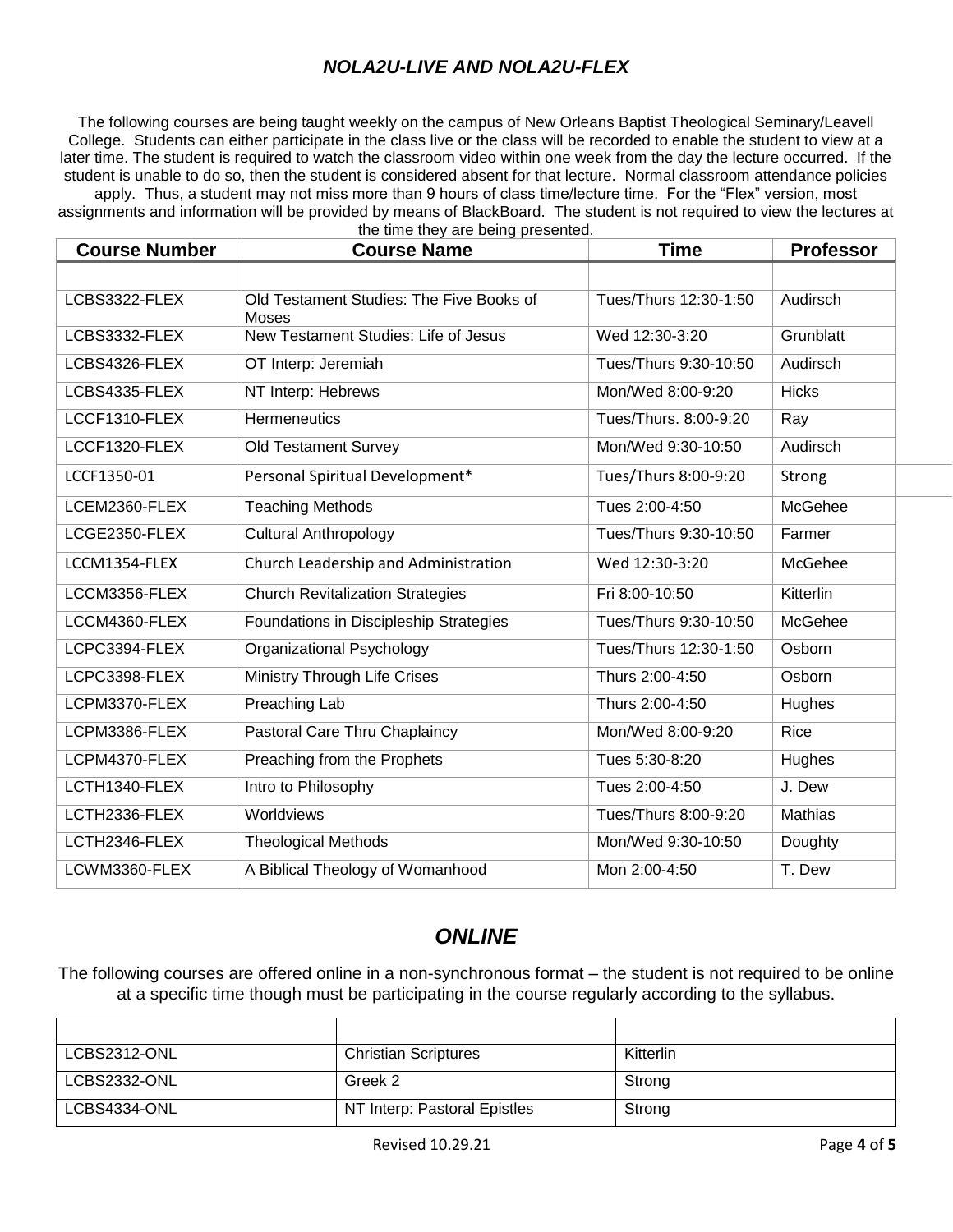## *NOLA2U-LIVE AND NOLA2U-FLEX*

The following courses are being taught weekly on the campus of New Orleans Baptist Theological Seminary/Leavell College. Students can either participate in the class live or the class will be recorded to enable the student to view at a later time. The student is required to watch the classroom video within one week from the day the lecture occurred. If the student is unable to do so, then the student is considered absent for that lecture. Normal classroom attendance policies apply. Thus, a student may not miss more than 9 hours of class time/lecture time. For the "Flex" version, most assignments and information will be provided by means of BlackBoard. The student is not required to view the lectures at the time they are being presented.

| Course Number | Course Name | Time | Professor |
|---|---|---|---|
| | | | |
| LCBS3322-FLEX | Old Testament Studies: The Five Books of Moses | Tues/Thurs 12:30-1:50 | Audirsch |
| LCBS3332-FLEX | New Testament Studies: Life of Jesus | Wed 12:30-3:20 | Grunblatt |
| LCBS4326-FLEX | OT Interp: Jeremiah | Tues/Thurs 9:30-10:50 | Audirsch |
| LCBS4335-FLEX | NT Interp: Hebrews | Mon/Wed 8:00-9:20 | Hicks |
| LCCF1310-FLEX | Hermeneutics | Tues/Thurs. 8:00-9:20 | Ray |
| LCCF1320-FLEX | Old Testament Survey | Mon/Wed 9:30-10:50 | Audirsch |
| LCCF1350-01 | Personal Spiritual Development* | Tues/Thurs 8:00-9:20 | Strong |
| LCEM2360-FLEX | Teaching Methods | Tues 2:00-4:50 | McGehee |
| LCGE2350-FLEX | Cultural Anthropology | Tues/Thurs 9:30-10:50 | Farmer |
| LCCM1354-FLEX | Church Leadership and Administration | Wed 12:30-3:20 | McGehee |
| LCCM3356-FLEX | Church Revitalization Strategies | Fri 8:00-10:50 | Kitterlin |
| LCCM4360-FLEX | Foundations in Discipleship Strategies | Tues/Thurs 9:30-10:50 | McGehee |
| LCPC3394-FLEX | Organizational Psychology | Tues/Thurs 12:30-1:50 | Osborn |
| LCPC3398-FLEX | Ministry Through Life Crises | Thurs 2:00-4:50 | Osborn |
| LCPM3370-FLEX | Preaching Lab | Thurs 2:00-4:50 | Hughes |
| LCPM3386-FLEX | Pastoral Care Thru Chaplaincy | Mon/Wed 8:00-9:20 | Rice |
| LCPM4370-FLEX | Preaching from the Prophets | Tues 5:30-8:20 | Hughes |
| LCTH1340-FLEX | Intro to Philosophy | Tues 2:00-4:50 | J. Dew |
| LCTH2336-FLEX | Worldviews | Tues/Thurs 8:00-9:20 | Mathias |
| LCTH2346-FLEX | Theological Methods | Mon/Wed 9:30-10:50 | Doughty |
| LCWM3360-FLEX | A Biblical Theology of Womanhood | Mon 2:00-4:50 | T. Dew |

## *ONLINE*

The following courses are offered online in a non-synchronous format – the student is not required to be online at a specific time though must be participating in the course regularly according to the syllabus.

| | | |
|---|---|---|
| LCBS2312-ONL | Christian Scriptures | Kitterlin |
| LCBS2332-ONL | Greek 2 | Strong |
| LCBS4334-ONL | NT Interp: Pastoral Epistles | Strong |

Revised 10.29.21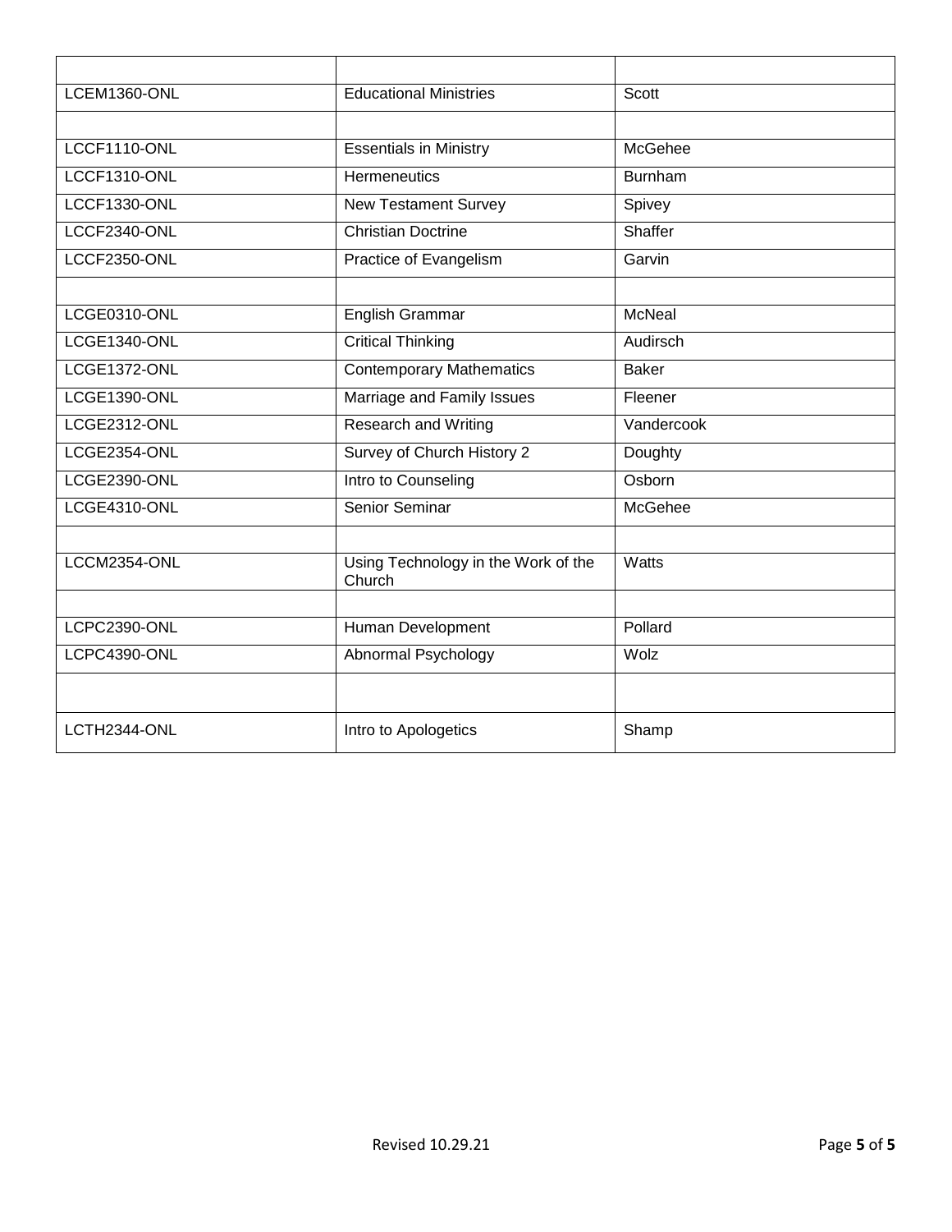| | | |
|---|---|---|
| | | |
| LCEM1360-ONL | Educational Ministries | Scott |
| | | |
| LCCF1110-ONL | Essentials in Ministry | McGehee |
| LCCF1310-ONL | Hermeneutics | Burnham |
| LCCF1330-ONL | New Testament Survey | Spivey |
| LCCF2340-ONL | Christian Doctrine | Shaffer |
| LCCF2350-ONL | Practice of Evangelism | Garvin |
| | | |
| LCGE0310-ONL | English Grammar | McNeal |
| LCGE1340-ONL | Critical Thinking | Audirsch |
| LCGE1372-ONL | Contemporary Mathematics | Baker |
| LCGE1390-ONL | Marriage and Family Issues | Fleener |
| LCGE2312-ONL | Research and Writing | Vandercook |
| LCGE2354-ONL | Survey of Church History 2 | Doughty |
| LCGE2390-ONL | Intro to Counseling | Osborn |
| LCGE4310-ONL | Senior Seminar | McGehee |
| | | |
| LCCM2354-ONL | Using Technology in the Work of the Church | Watts |
| | | |
| LCPC2390-ONL | Human Development | Pollard |
| LCPC4390-ONL | Abnormal Psychology | Wolz |
| | | |
| LCTH2344-ONL | Intro to Apologetics | Shamp |

Revised 10.29.21